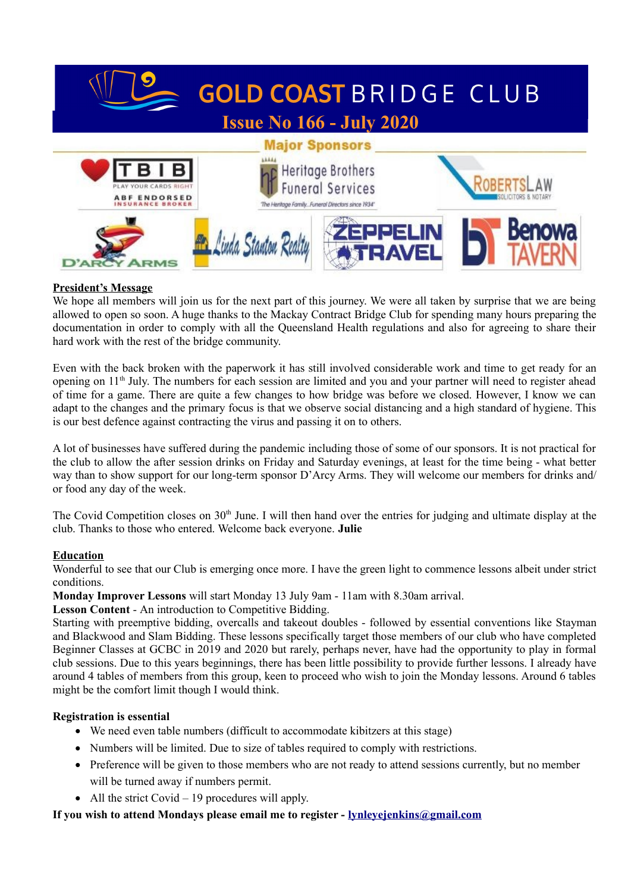# GOLD COAST BRIDGE CLUB

## Issue No 166 - July 2020

**Major Sponsors**

TBIB — Play Your Cards Right — ABF Endorsed Insurance Broker

Heritage Brothers Funeral Services — The Heritage Family...Funeral Directors since 1934

RobertsLaw Solicitors & Notary

D'Arcy Arms

Linda Stanton Realty

Zeppelin Travel

Benowa Tavern

**President's Message**

We hope all members will join us for the next part of this journey. We were all taken by surprise that we are being allowed to open so soon. A huge thanks to the Mackay Contract Bridge Club for spending many hours preparing the documentation in order to comply with all the Queensland Health regulations and also for agreeing to share their hard work with the rest of the bridge community.

Even with the back broken with the paperwork it has still involved considerable work and time to get ready for an opening on 11th July. The numbers for each session are limited and you and your partner will need to register ahead of time for a game. There are quite a few changes to how bridge was before we closed. However, I know we can adapt to the changes and the primary focus is that we observe social distancing and a high standard of hygiene. This is our best defence against contracting the virus and passing it on to others.

A lot of businesses have suffered during the pandemic including those of some of our sponsors. It is not practical for the club to allow the after session drinks on Friday and Saturday evenings, at least for the time being - what better way than to show support for our long-term sponsor D'Arcy Arms. They will welcome our members for drinks and/or food any day of the week.

The Covid Competition closes on 30th June. I will then hand over the entries for judging and ultimate display at the club. Thanks to those who entered. Welcome back everyone. **Julie**

**Education**

Wonderful to see that our Club is emerging once more. I have the green light to commence lessons albeit under strict conditions.

**Monday Improver Lessons** will start Monday 13 July 9am - 11am with 8.30am arrival.

**Lesson Content** - An introduction to Competitive Bidding.

Starting with preemptive bidding, overcalls and takeout doubles - followed by essential conventions like Stayman and Blackwood and Slam Bidding. These lessons specifically target those members of our club who have completed Beginner Classes at GCBC in 2019 and 2020 but rarely, perhaps never, have had the opportunity to play in formal club sessions. Due to this years beginnings, there has been little possibility to provide further lessons. I already have around 4 tables of members from this group, keen to proceed who wish to join the Monday lessons. Around 6 tables might be the comfort limit though I would think.

**Registration is essential**

- We need even table numbers (difficult to accommodate kibitzers at this stage)
- Numbers will be limited. Due to size of tables required to comply with restrictions.
- Preference will be given to those members who are not ready to attend sessions currently, but no member will be turned away if numbers permit.
- All the strict Covid – 19 procedures will apply.

**If you wish to attend Mondays please email me to register - lynleyejenkins@gmail.com**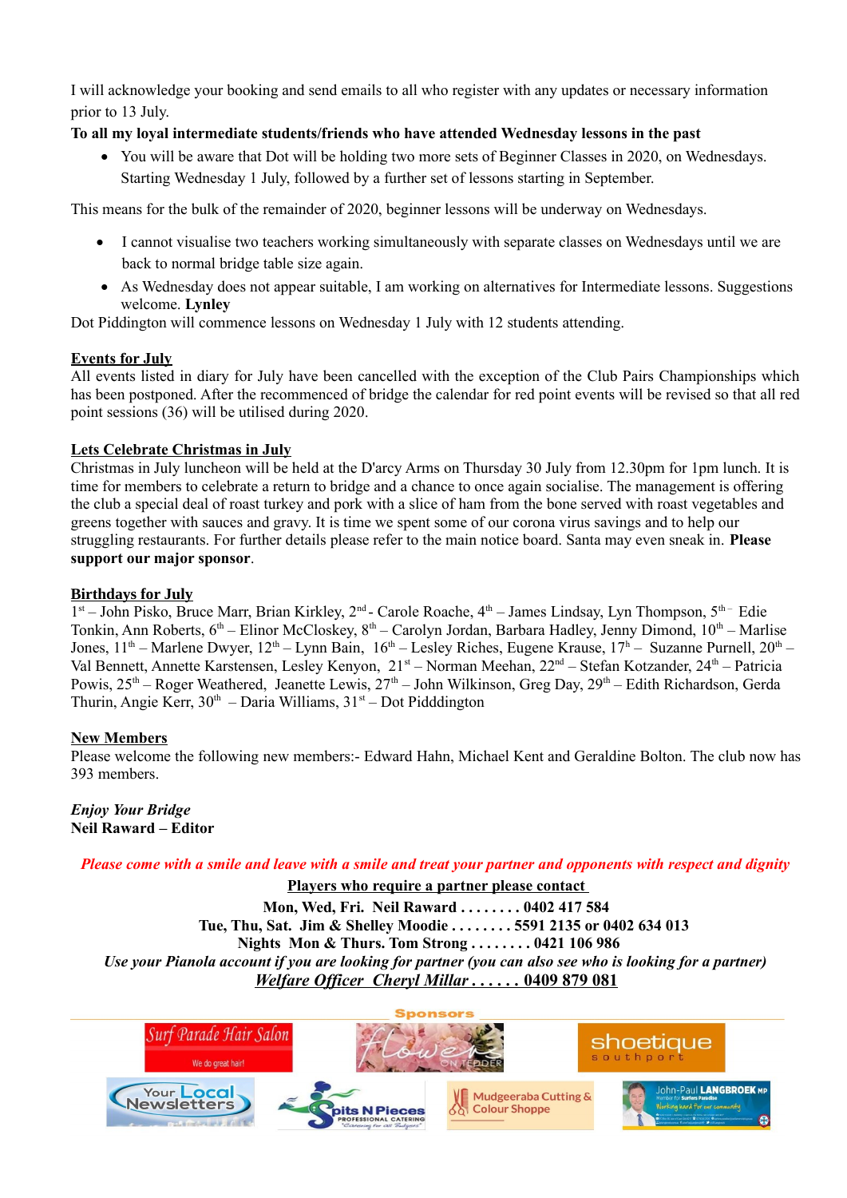I will acknowledge your booking and send emails to all who register with any updates or necessary information prior to 13 July.

**To all my loyal intermediate students/friends who have attended Wednesday lessons in the past**

- You will be aware that Dot will be holding two more sets of Beginner Classes in 2020, on Wednesdays. Starting Wednesday 1 July, followed by a further set of lessons starting in September.

This means for the bulk of the remainder of 2020, beginner lessons will be underway on Wednesdays.

- I cannot visualise two teachers working simultaneously with separate classes on Wednesdays until we are back to normal bridge table size again.
- As Wednesday does not appear suitable, I am working on alternatives for Intermediate lessons. Suggestions welcome. **Lynley**

Dot Piddington will commence lessons on Wednesday 1 July with 12 students attending.

**Events for July**

All events listed in diary for July have been cancelled with the exception of the Club Pairs Championships which has been postponed. After the recommenced of bridge the calendar for red point events will be revised so that all red point sessions (36) will be utilised during 2020.

**Lets Celebrate Christmas in July**

Christmas in July luncheon will be held at the D'arcy Arms on Thursday 30 July from 12.30pm for 1pm lunch. It is time for members to celebrate a return to bridge and a chance to once again socialise. The management is offering the club a special deal of roast turkey and pork with a slice of ham from the bone served with roast vegetables and greens together with sauces and gravy. It is time we spent some of our corona virus savings and to help our struggling restaurants. For further details please refer to the main notice board. Santa may even sneak in. **Please support our major sponsor**.

**Birthdays for July**

1st – John Pisko, Bruce Marr, Brian Kirkley, 2nd - Carole Roache, 4th – James Lindsay, Lyn Thompson, 5th - Edie Tonkin, Ann Roberts, 6th – Elinor McCloskey, 8th – Carolyn Jordan, Barbara Hadley, Jenny Dimond, 10th – Marlise Jones, 11th – Marlene Dwyer, 12th – Lynn Bain, 16th – Lesley Riches, Eugene Krause, 17h – Suzanne Purnell, 20th – Val Bennett, Annette Karstensen, Lesley Kenyon, 21st – Norman Meehan, 22nd – Stefan Kotzander, 24th – Patricia Powis, 25th – Roger Weathered, Jeanette Lewis, 27th – John Wilkinson, Greg Day, 29th – Edith Richardson, Gerda Thurin, Angie Kerr, 30th – Daria Williams, 31st – Dot Pidddington

**New Members**

Please welcome the following new members:- Edward Hahn, Michael Kent and Geraldine Bolton. The club now has 393 members.

***Enjoy Your Bridge***
**Neil Raward – Editor**

*Please come with a smile and leave with a smile and treat your partner and opponents with respect and dignity*

**Players who require a partner please contact**

**Mon, Wed, Fri. Neil Raward . . . . . . . . 0402 417 584**
**Tue, Thu, Sat. Jim & Shelley Moodie . . . . . . . . 5591 2135 or 0402 634 013**
**Nights Mon & Thurs. Tom Strong . . . . . . . . 0421 106 986**
***Use your Pianola account if you are looking for partner (you can also see who is looking for a partner)***
***Welfare Officer Cheryl Millar . . . . . .* 0409 879 081**

Sponsors

Surf Parade Hair Salon — We do great hair!
Flowers on Tedder
shoetique southport
Your Local Newsletters
Spits N Pieces Professional Catering
Mudgeeraba Cutting & Colour Shoppe
John-Paul LANGBROEK MP — Member for Surfers Paradise — Working hard for our community